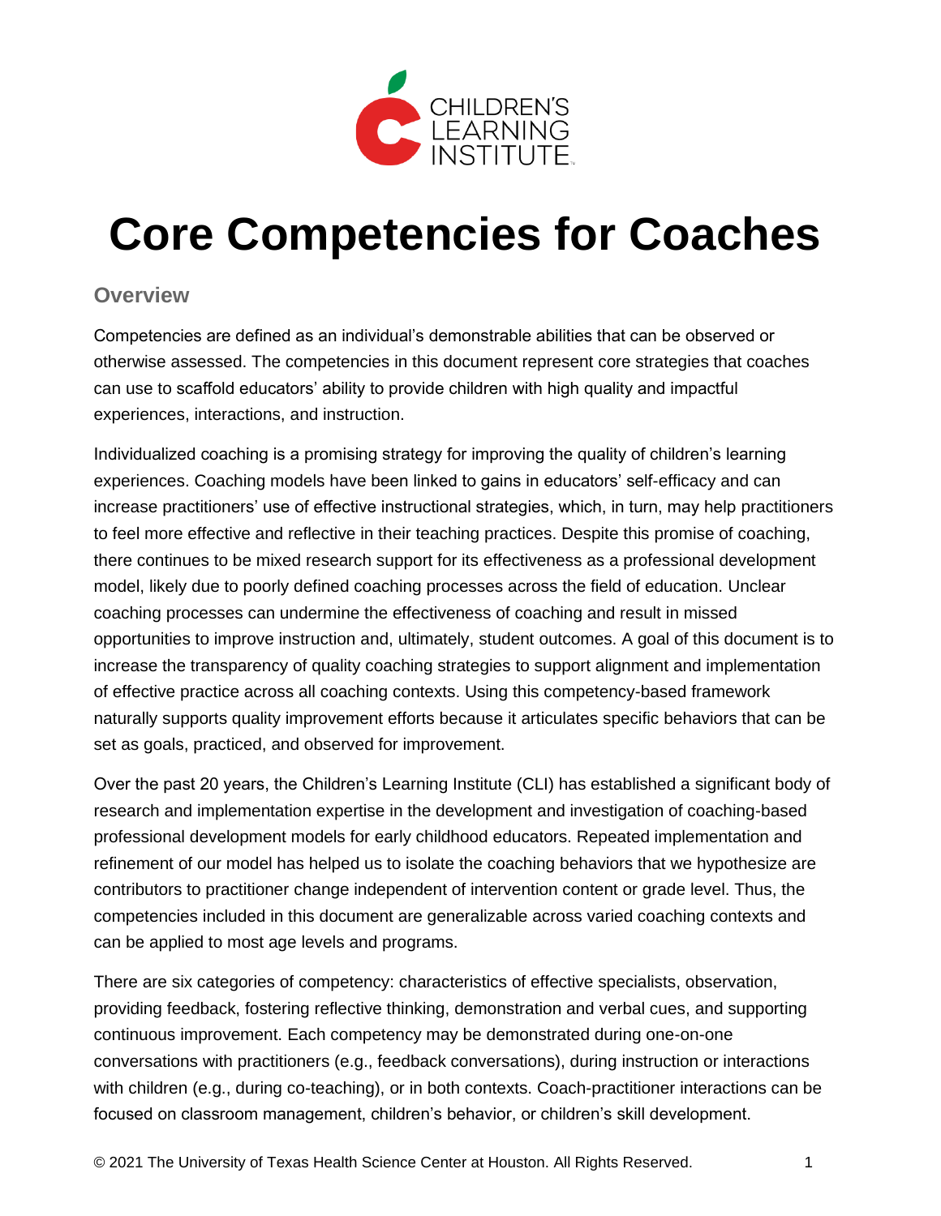CHILDREN'S LEARNING INSTITUTE

# Core Competencies for Coaches

## Overview

Competencies are defined as an individual's demonstrable abilities that can be observed or otherwise assessed. The competencies in this document represent core strategies that coaches can use to scaffold educators' ability to provide children with high quality and impactful experiences, interactions, and instruction.

Individualized coaching is a promising strategy for improving the quality of children's learning experiences. Coaching models have been linked to gains in educators' self-efficacy and can increase practitioners' use of effective instructional strategies, which, in turn, may help practitioners to feel more effective and reflective in their teaching practices. Despite this promise of coaching, there continues to be mixed research support for its effectiveness as a professional development model, likely due to poorly defined coaching processes across the field of education. Unclear coaching processes can undermine the effectiveness of coaching and result in missed opportunities to improve instruction and, ultimately, student outcomes. A goal of this document is to increase the transparency of quality coaching strategies to support alignment and implementation of effective practice across all coaching contexts. Using this competency-based framework naturally supports quality improvement efforts because it articulates specific behaviors that can be set as goals, practiced, and observed for improvement.

Over the past 20 years, the Children's Learning Institute (CLI) has established a significant body of research and implementation expertise in the development and investigation of coaching-based professional development models for early childhood educators. Repeated implementation and refinement of our model has helped us to isolate the coaching behaviors that we hypothesize are contributors to practitioner change independent of intervention content or grade level. Thus, the competencies included in this document are generalizable across varied coaching contexts and can be applied to most age levels and programs.

There are six categories of competency: characteristics of effective specialists, observation, providing feedback, fostering reflective thinking, demonstration and verbal cues, and supporting continuous improvement. Each competency may be demonstrated during one-on-one conversations with practitioners (e.g., feedback conversations), during instruction or interactions with children (e.g., during co-teaching), or in both contexts. Coach-practitioner interactions can be focused on classroom management, children's behavior, or children's skill development.

© 2021 The University of Texas Health Science Center at Houston. All Rights Reserved.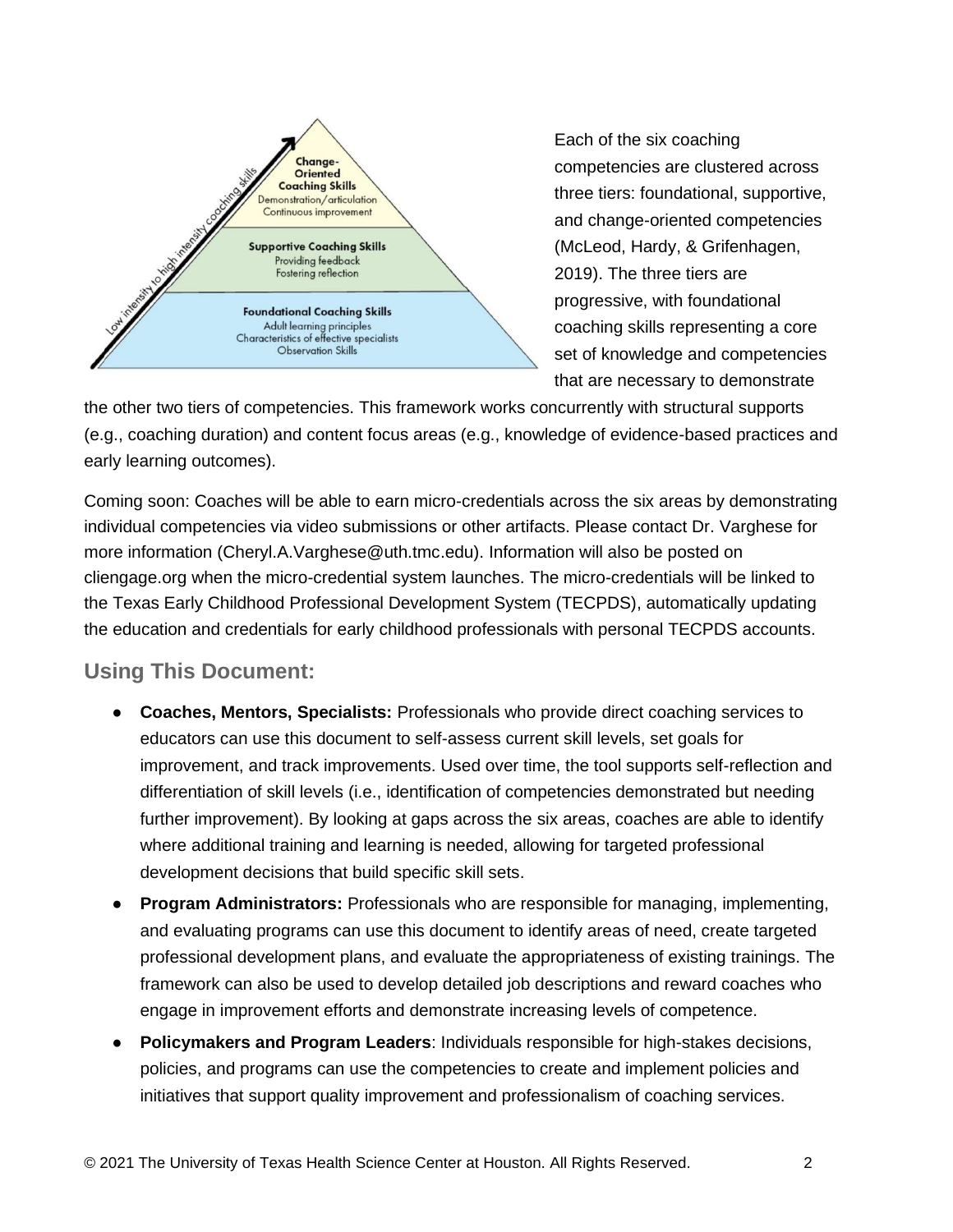**Change-Oriented Coaching Skills**
Demonstration/articulation
Continuous improvement

**Supportive Coaching Skills**
Providing feedback
Fostering reflection

**Foundational Coaching Skills**
Adult learning principles
Characteristics of effective specialists
Observation Skills

Low intensity to high intensity coaching skills

Each of the six coaching competencies are clustered across three tiers: foundational, supportive, and change-oriented competencies (McLeod, Hardy, & Grifenhagen, 2019). The three tiers are progressive, with foundational coaching skills representing a core set of knowledge and competencies that are necessary to demonstrate the other two tiers of competencies. This framework works concurrently with structural supports (e.g., coaching duration) and content focus areas (e.g., knowledge of evidence-based practices and early learning outcomes).

Coming soon: Coaches will be able to earn micro-credentials across the six areas by demonstrating individual competencies via video submissions or other artifacts. Please contact Dr. Varghese for more information (Cheryl.A.Varghese@uth.tmc.edu). Information will also be posted on cliengage.org when the micro-credential system launches. The micro-credentials will be linked to the Texas Early Childhood Professional Development System (TECPDS), automatically updating the education and credentials for early childhood professionals with personal TECPDS accounts.

## Using This Document:

- **Coaches, Mentors, Specialists:** Professionals who provide direct coaching services to educators can use this document to self-assess current skill levels, set goals for improvement, and track improvements. Used over time, the tool supports self-reflection and differentiation of skill levels (i.e., identification of competencies demonstrated but needing further improvement). By looking at gaps across the six areas, coaches are able to identify where additional training and learning is needed, allowing for targeted professional development decisions that build specific skill sets.
- **Program Administrators:** Professionals who are responsible for managing, implementing, and evaluating programs can use this document to identify areas of need, create targeted professional development plans, and evaluate the appropriateness of existing trainings. The framework can also be used to develop detailed job descriptions and reward coaches who engage in improvement efforts and demonstrate increasing levels of competence.
- **Policymakers and Program Leaders**: Individuals responsible for high-stakes decisions, policies, and programs can use the competencies to create and implement policies and initiatives that support quality improvement and professionalism of coaching services.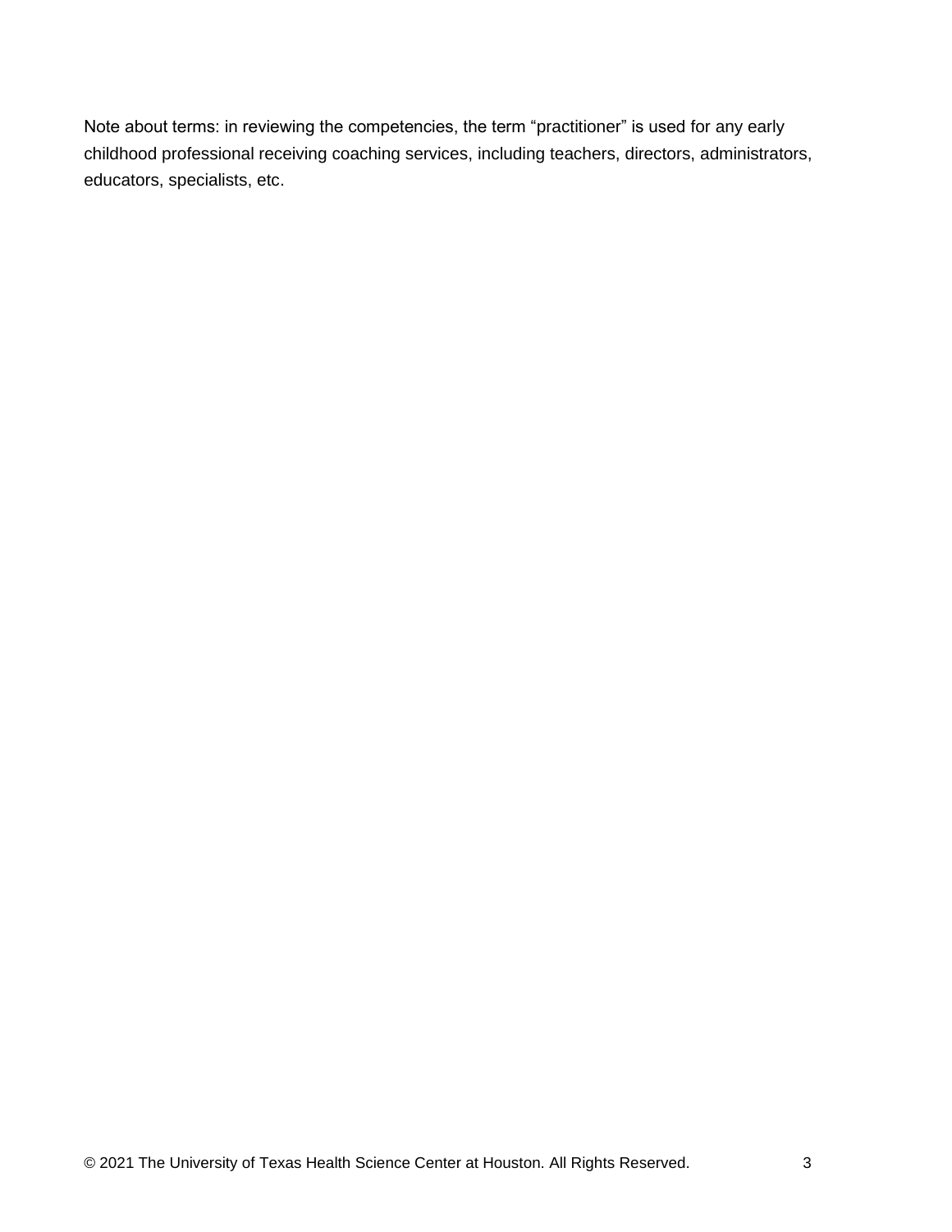Note about terms: in reviewing the competencies, the term “practitioner” is used for any early childhood professional receiving coaching services, including teachers, directors, administrators, educators, specialists, etc.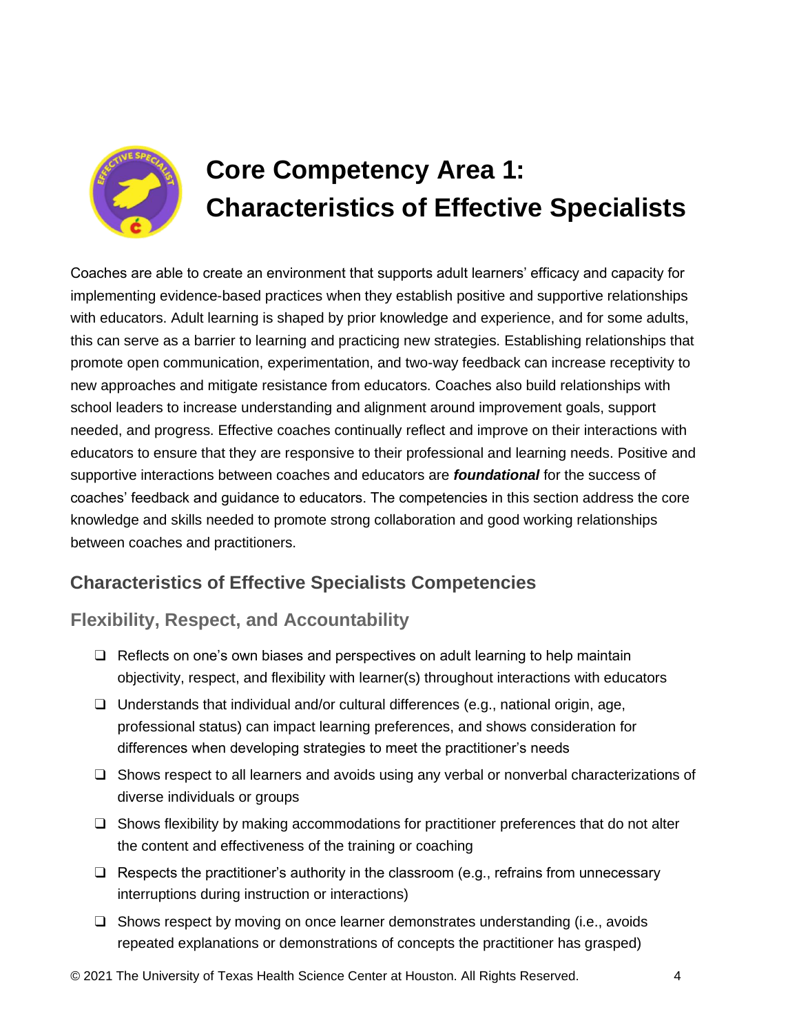# Core Competency Area 1: Characteristics of Effective Specialists

Coaches are able to create an environment that supports adult learners' efficacy and capacity for implementing evidence-based practices when they establish positive and supportive relationships with educators. Adult learning is shaped by prior knowledge and experience, and for some adults, this can serve as a barrier to learning and practicing new strategies. Establishing relationships that promote open communication, experimentation, and two-way feedback can increase receptivity to new approaches and mitigate resistance from educators. Coaches also build relationships with school leaders to increase understanding and alignment around improvement goals, support needed, and progress. Effective coaches continually reflect and improve on their interactions with educators to ensure that they are responsive to their professional and learning needs. Positive and supportive interactions between coaches and educators are ***foundational*** for the success of coaches' feedback and guidance to educators. The competencies in this section address the core knowledge and skills needed to promote strong collaboration and good working relationships between coaches and practitioners.

## Characteristics of Effective Specialists Competencies

### Flexibility, Respect, and Accountability

- ❑ Reflects on one's own biases and perspectives on adult learning to help maintain objectivity, respect, and flexibility with learner(s) throughout interactions with educators
- ❑ Understands that individual and/or cultural differences (e.g., national origin, age, professional status) can impact learning preferences, and shows consideration for differences when developing strategies to meet the practitioner's needs
- ❑ Shows respect to all learners and avoids using any verbal or nonverbal characterizations of diverse individuals or groups
- ❑ Shows flexibility by making accommodations for practitioner preferences that do not alter the content and effectiveness of the training or coaching
- ❑ Respects the practitioner's authority in the classroom (e.g., refrains from unnecessary interruptions during instruction or interactions)
- ❑ Shows respect by moving on once learner demonstrates understanding (i.e., avoids repeated explanations or demonstrations of concepts the practitioner has grasped)

© 2021 The University of Texas Health Science Center at Houston. All Rights Reserved.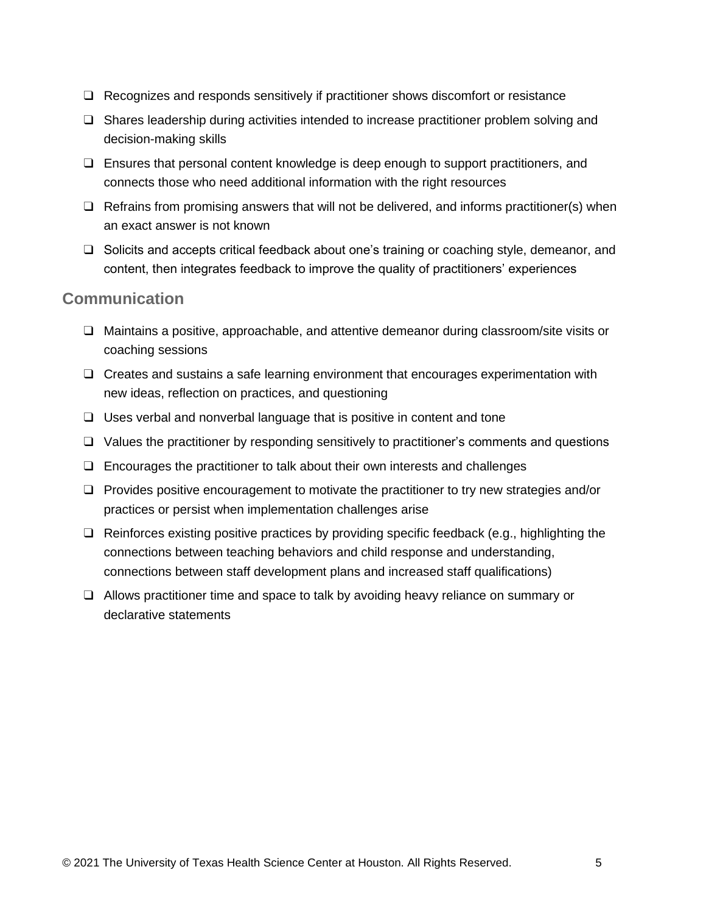- ❑ Recognizes and responds sensitively if practitioner shows discomfort or resistance
- ❑ Shares leadership during activities intended to increase practitioner problem solving and decision-making skills
- ❑ Ensures that personal content knowledge is deep enough to support practitioners, and connects those who need additional information with the right resources
- ❑ Refrains from promising answers that will not be delivered, and informs practitioner(s) when an exact answer is not known
- ❑ Solicits and accepts critical feedback about one's training or coaching style, demeanor, and content, then integrates feedback to improve the quality of practitioners' experiences

## Communication

- ❑ Maintains a positive, approachable, and attentive demeanor during classroom/site visits or coaching sessions
- ❑ Creates and sustains a safe learning environment that encourages experimentation with new ideas, reflection on practices, and questioning
- ❑ Uses verbal and nonverbal language that is positive in content and tone
- ❑ Values the practitioner by responding sensitively to practitioner's comments and questions
- ❑ Encourages the practitioner to talk about their own interests and challenges
- ❑ Provides positive encouragement to motivate the practitioner to try new strategies and/or practices or persist when implementation challenges arise
- ❑ Reinforces existing positive practices by providing specific feedback (e.g., highlighting the connections between teaching behaviors and child response and understanding, connections between staff development plans and increased staff qualifications)
- ❑ Allows practitioner time and space to talk by avoiding heavy reliance on summary or declarative statements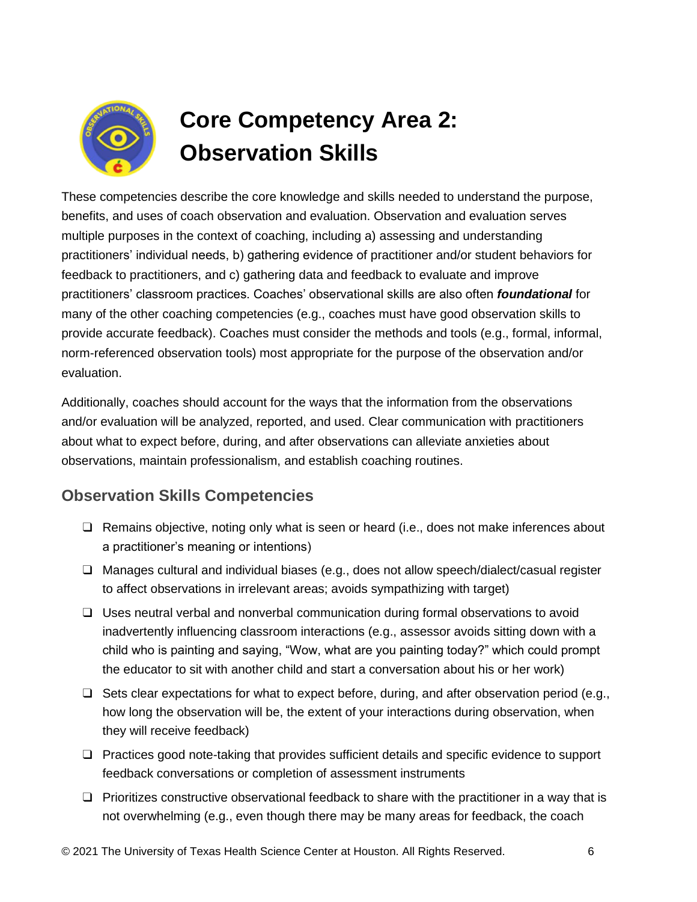# Core Competency Area 2: Observation Skills

These competencies describe the core knowledge and skills needed to understand the purpose, benefits, and uses of coach observation and evaluation. Observation and evaluation serves multiple purposes in the context of coaching, including a) assessing and understanding practitioners' individual needs, b) gathering evidence of practitioner and/or student behaviors for feedback to practitioners, and c) gathering data and feedback to evaluate and improve practitioners' classroom practices. Coaches' observational skills are also often ***foundational*** for many of the other coaching competencies (e.g., coaches must have good observation skills to provide accurate feedback). Coaches must consider the methods and tools (e.g., formal, informal, norm-referenced observation tools) most appropriate for the purpose of the observation and/or evaluation.

Additionally, coaches should account for the ways that the information from the observations and/or evaluation will be analyzed, reported, and used. Clear communication with practitioners about what to expect before, during, and after observations can alleviate anxieties about observations, maintain professionalism, and establish coaching routines.

## Observation Skills Competencies

- ❑ Remains objective, noting only what is seen or heard (i.e., does not make inferences about a practitioner's meaning or intentions)
- ❑ Manages cultural and individual biases (e.g., does not allow speech/dialect/casual register to affect observations in irrelevant areas; avoids sympathizing with target)
- ❑ Uses neutral verbal and nonverbal communication during formal observations to avoid inadvertently influencing classroom interactions (e.g., assessor avoids sitting down with a child who is painting and saying, "Wow, what are you painting today?" which could prompt the educator to sit with another child and start a conversation about his or her work)
- ❑ Sets clear expectations for what to expect before, during, and after observation period (e.g., how long the observation will be, the extent of your interactions during observation, when they will receive feedback)
- ❑ Practices good note-taking that provides sufficient details and specific evidence to support feedback conversations or completion of assessment instruments
- ❑ Prioritizes constructive observational feedback to share with the practitioner in a way that is not overwhelming (e.g., even though there may be many areas for feedback, the coach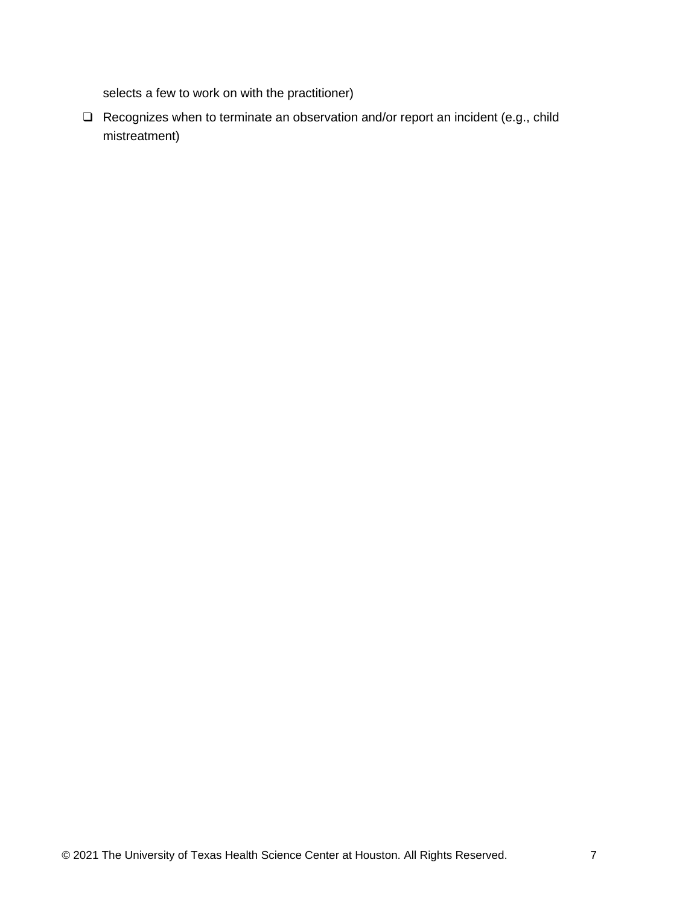selects a few to work on with the practitioner)

- ❑ Recognizes when to terminate an observation and/or report an incident (e.g., child mistreatment)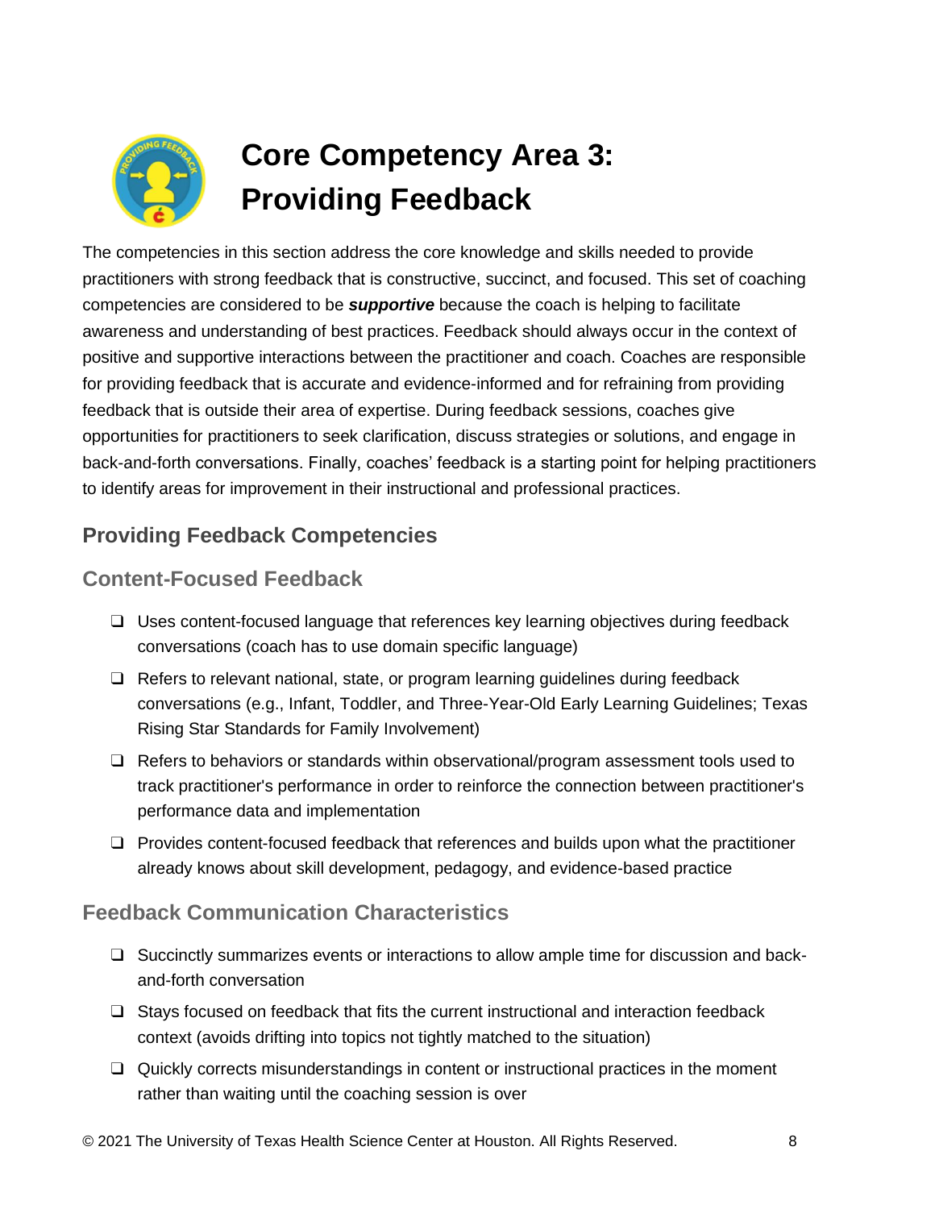# Core Competency Area 3: Providing Feedback

The competencies in this section address the core knowledge and skills needed to provide practitioners with strong feedback that is constructive, succinct, and focused. This set of coaching competencies are considered to be ***supportive*** because the coach is helping to facilitate awareness and understanding of best practices. Feedback should always occur in the context of positive and supportive interactions between the practitioner and coach. Coaches are responsible for providing feedback that is accurate and evidence-informed and for refraining from providing feedback that is outside their area of expertise. During feedback sessions, coaches give opportunities for practitioners to seek clarification, discuss strategies or solutions, and engage in back-and-forth conversations. Finally, coaches' feedback is a starting point for helping practitioners to identify areas for improvement in their instructional and professional practices.

## Providing Feedback Competencies

### Content-Focused Feedback

- ❑ Uses content-focused language that references key learning objectives during feedback conversations (coach has to use domain specific language)
- ❑ Refers to relevant national, state, or program learning guidelines during feedback conversations (e.g., Infant, Toddler, and Three-Year-Old Early Learning Guidelines; Texas Rising Star Standards for Family Involvement)
- ❑ Refers to behaviors or standards within observational/program assessment tools used to track practitioner's performance in order to reinforce the connection between practitioner's performance data and implementation
- ❑ Provides content-focused feedback that references and builds upon what the practitioner already knows about skill development, pedagogy, and evidence-based practice

### Feedback Communication Characteristics

- ❑ Succinctly summarizes events or interactions to allow ample time for discussion and back-and-forth conversation
- ❑ Stays focused on feedback that fits the current instructional and interaction feedback context (avoids drifting into topics not tightly matched to the situation)
- ❑ Quickly corrects misunderstandings in content or instructional practices in the moment rather than waiting until the coaching session is over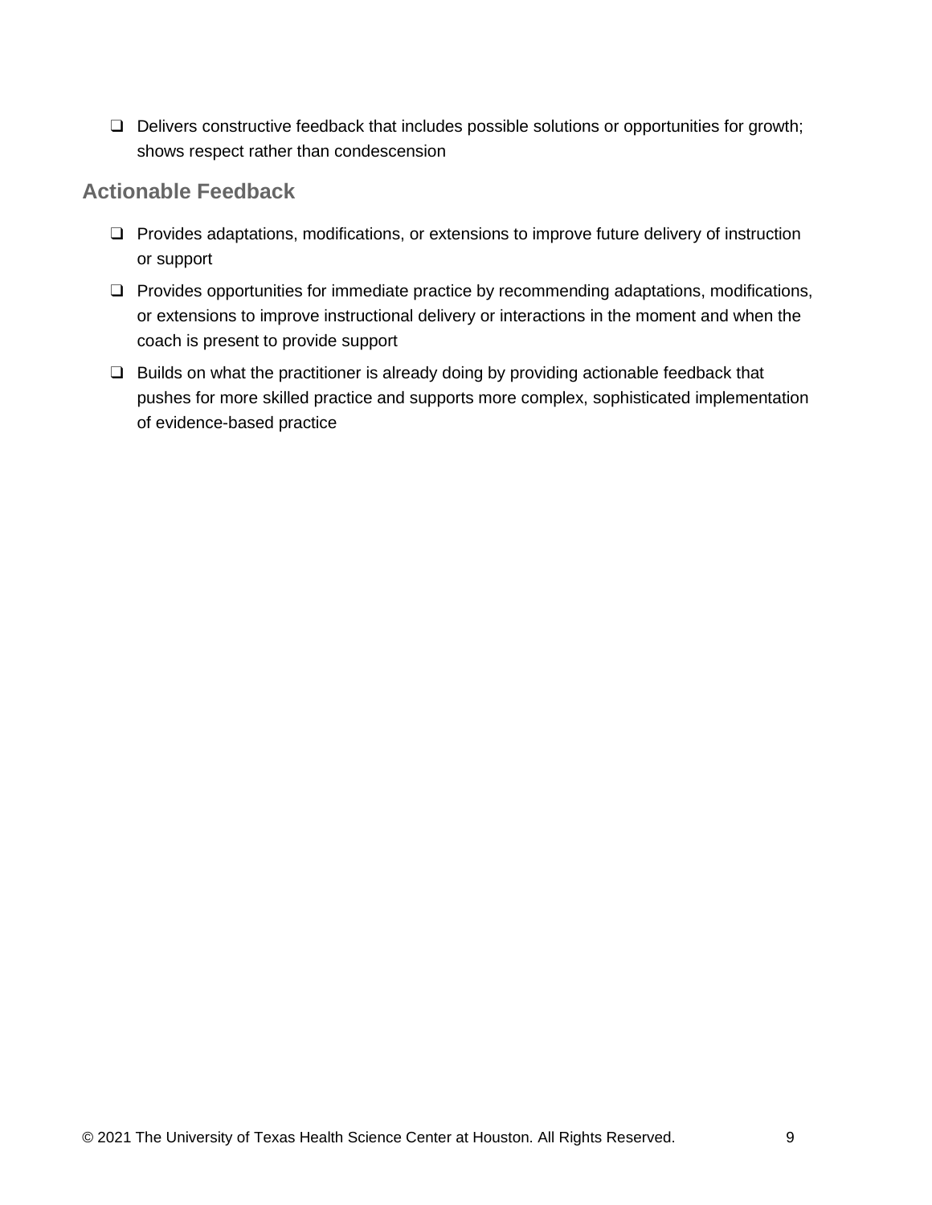- [ ] Delivers constructive feedback that includes possible solutions or opportunities for growth; shows respect rather than condescension

## Actionable Feedback

- [ ] Provides adaptations, modifications, or extensions to improve future delivery of instruction or support
- [ ] Provides opportunities for immediate practice by recommending adaptations, modifications, or extensions to improve instructional delivery or interactions in the moment and when the coach is present to provide support
- [ ] Builds on what the practitioner is already doing by providing actionable feedback that pushes for more skilled practice and supports more complex, sophisticated implementation of evidence-based practice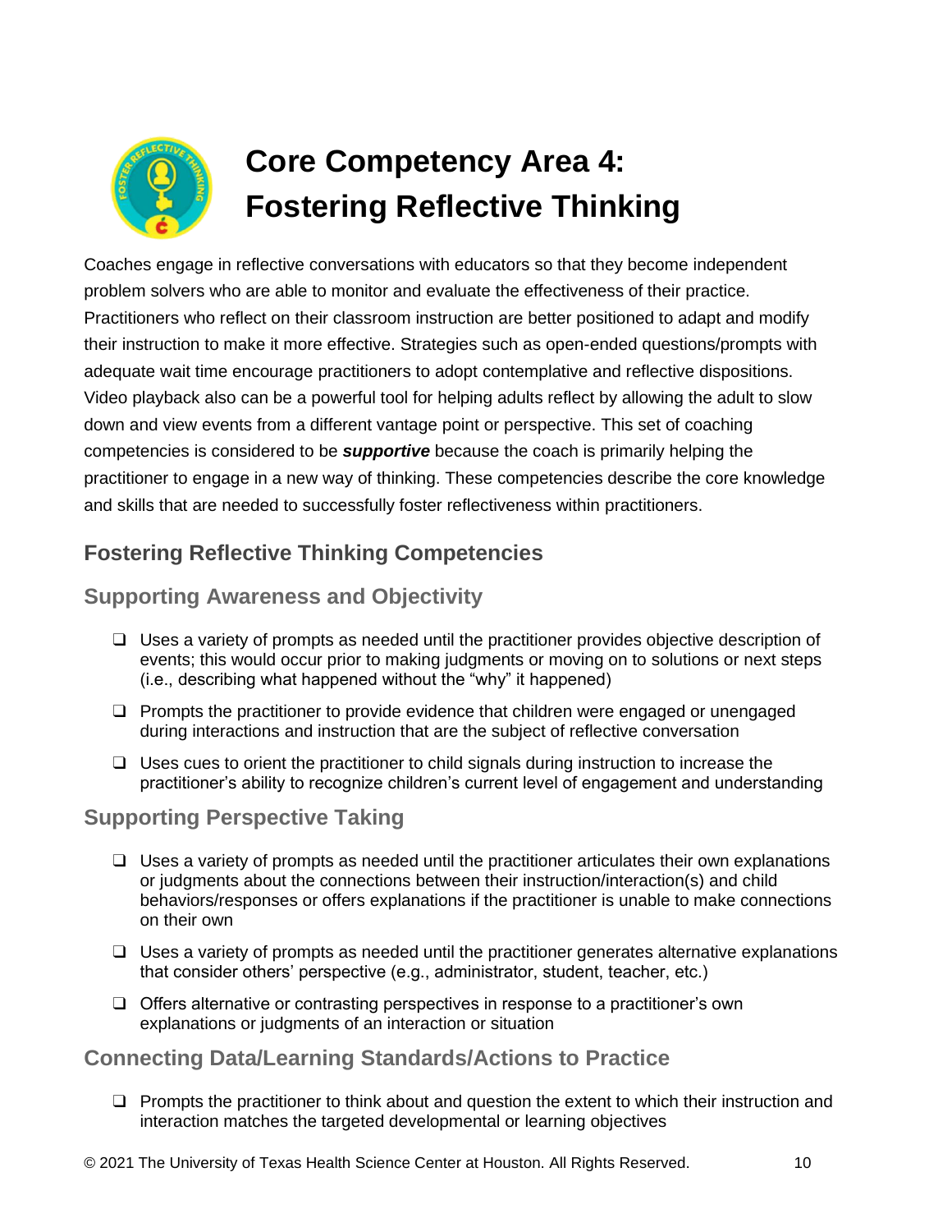# Core Competency Area 4: Fostering Reflective Thinking

Coaches engage in reflective conversations with educators so that they become independent problem solvers who are able to monitor and evaluate the effectiveness of their practice. Practitioners who reflect on their classroom instruction are better positioned to adapt and modify their instruction to make it more effective. Strategies such as open-ended questions/prompts with adequate wait time encourage practitioners to adopt contemplative and reflective dispositions. Video playback also can be a powerful tool for helping adults reflect by allowing the adult to slow down and view events from a different vantage point or perspective. This set of coaching competencies is considered to be ***supportive*** because the coach is primarily helping the practitioner to engage in a new way of thinking. These competencies describe the core knowledge and skills that are needed to successfully foster reflectiveness within practitioners.

## Fostering Reflective Thinking Competencies

### Supporting Awareness and Objectivity

- ❑ Uses a variety of prompts as needed until the practitioner provides objective description of events; this would occur prior to making judgments or moving on to solutions or next steps (i.e., describing what happened without the "why" it happened)
- ❑ Prompts the practitioner to provide evidence that children were engaged or unengaged during interactions and instruction that are the subject of reflective conversation
- ❑ Uses cues to orient the practitioner to child signals during instruction to increase the practitioner's ability to recognize children's current level of engagement and understanding

### Supporting Perspective Taking

- ❑ Uses a variety of prompts as needed until the practitioner articulates their own explanations or judgments about the connections between their instruction/interaction(s) and child behaviors/responses or offers explanations if the practitioner is unable to make connections on their own
- ❑ Uses a variety of prompts as needed until the practitioner generates alternative explanations that consider others' perspective (e.g., administrator, student, teacher, etc.)
- ❑ Offers alternative or contrasting perspectives in response to a practitioner's own explanations or judgments of an interaction or situation

### Connecting Data/Learning Standards/Actions to Practice

- ❑ Prompts the practitioner to think about and question the extent to which their instruction and interaction matches the targeted developmental or learning objectives

© 2021 The University of Texas Health Science Center at Houston. All Rights Reserved.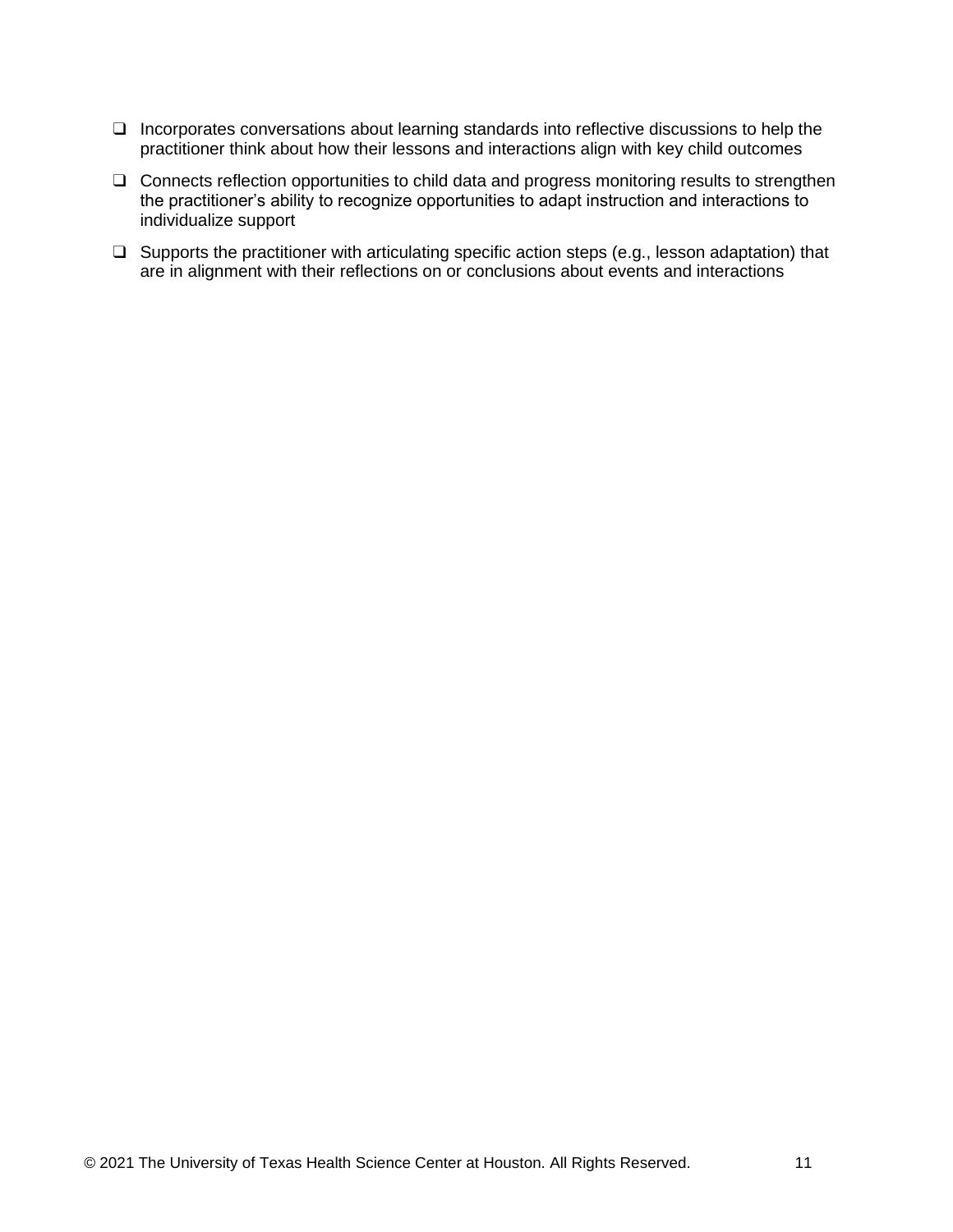- ❑ Incorporates conversations about learning standards into reflective discussions to help the practitioner think about how their lessons and interactions align with key child outcomes
- ❑ Connects reflection opportunities to child data and progress monitoring results to strengthen the practitioner's ability to recognize opportunities to adapt instruction and interactions to individualize support
- ❑ Supports the practitioner with articulating specific action steps (e.g., lesson adaptation) that are in alignment with their reflections on or conclusions about events and interactions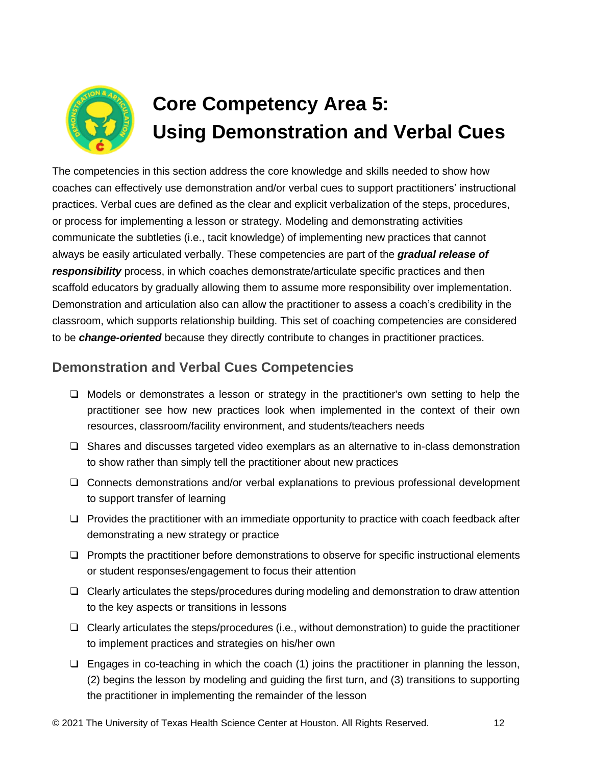# Core Competency Area 5: Using Demonstration and Verbal Cues

The competencies in this section address the core knowledge and skills needed to show how coaches can effectively use demonstration and/or verbal cues to support practitioners' instructional practices. Verbal cues are defined as the clear and explicit verbalization of the steps, procedures, or process for implementing a lesson or strategy. Modeling and demonstrating activities communicate the subtleties (i.e., tacit knowledge) of implementing new practices that cannot always be easily articulated verbally. These competencies are part of the ***gradual release of responsibility*** process, in which coaches demonstrate/articulate specific practices and then scaffold educators by gradually allowing them to assume more responsibility over implementation. Demonstration and articulation also can allow the practitioner to assess a coach's credibility in the classroom, which supports relationship building. This set of coaching competencies are considered to be ***change-oriented*** because they directly contribute to changes in practitioner practices.

## Demonstration and Verbal Cues Competencies

- ❑ Models or demonstrates a lesson or strategy in the practitioner's own setting to help the practitioner see how new practices look when implemented in the context of their own resources, classroom/facility environment, and students/teachers needs
- ❑ Shares and discusses targeted video exemplars as an alternative to in-class demonstration to show rather than simply tell the practitioner about new practices
- ❑ Connects demonstrations and/or verbal explanations to previous professional development to support transfer of learning
- ❑ Provides the practitioner with an immediate opportunity to practice with coach feedback after demonstrating a new strategy or practice
- ❑ Prompts the practitioner before demonstrations to observe for specific instructional elements or student responses/engagement to focus their attention
- ❑ Clearly articulates the steps/procedures during modeling and demonstration to draw attention to the key aspects or transitions in lessons
- ❑ Clearly articulates the steps/procedures (i.e., without demonstration) to guide the practitioner to implement practices and strategies on his/her own
- ❑ Engages in co-teaching in which the coach (1) joins the practitioner in planning the lesson, (2) begins the lesson by modeling and guiding the first turn, and (3) transitions to supporting the practitioner in implementing the remainder of the lesson

© 2021 The University of Texas Health Science Center at Houston. All Rights Reserved.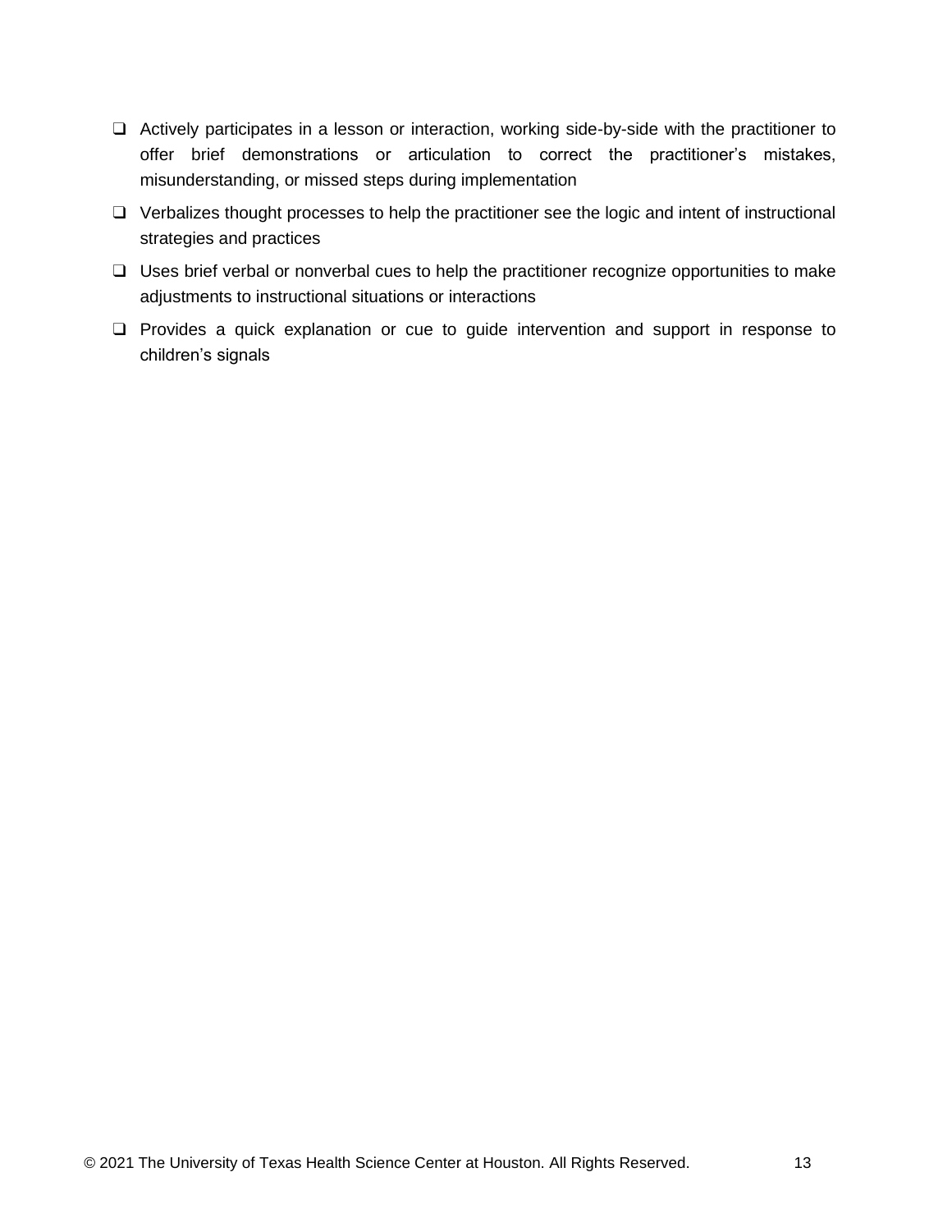- ❑ Actively participates in a lesson or interaction, working side-by-side with the practitioner to offer brief demonstrations or articulation to correct the practitioner's mistakes, misunderstanding, or missed steps during implementation
- ❑ Verbalizes thought processes to help the practitioner see the logic and intent of instructional strategies and practices
- ❑ Uses brief verbal or nonverbal cues to help the practitioner recognize opportunities to make adjustments to instructional situations or interactions
- ❑ Provides a quick explanation or cue to guide intervention and support in response to children's signals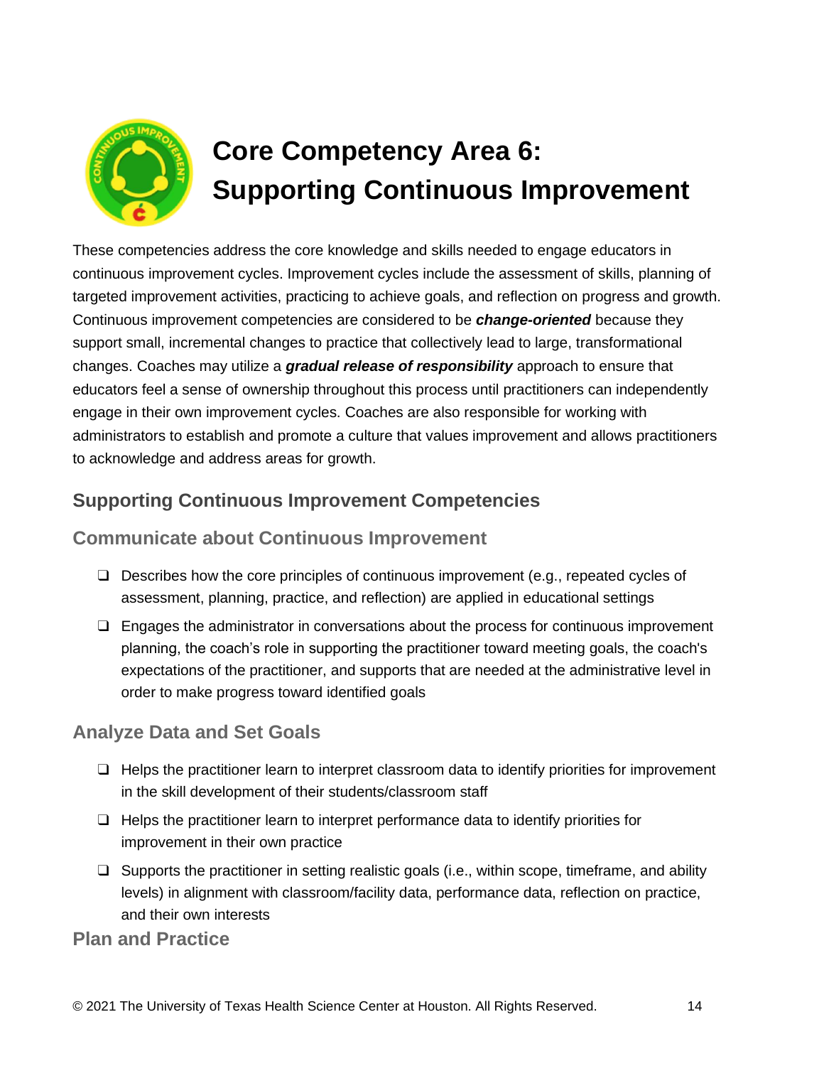# Core Competency Area 6: Supporting Continuous Improvement

These competencies address the core knowledge and skills needed to engage educators in continuous improvement cycles. Improvement cycles include the assessment of skills, planning of targeted improvement activities, practicing to achieve goals, and reflection on progress and growth. Continuous improvement competencies are considered to be ***change-oriented*** because they support small, incremental changes to practice that collectively lead to large, transformational changes. Coaches may utilize a ***gradual release of responsibility*** approach to ensure that educators feel a sense of ownership throughout this process until practitioners can independently engage in their own improvement cycles. Coaches are also responsible for working with administrators to establish and promote a culture that values improvement and allows practitioners to acknowledge and address areas for growth.

## Supporting Continuous Improvement Competencies

### Communicate about Continuous Improvement

- ❑ Describes how the core principles of continuous improvement (e.g., repeated cycles of assessment, planning, practice, and reflection) are applied in educational settings
- ❑ Engages the administrator in conversations about the process for continuous improvement planning, the coach's role in supporting the practitioner toward meeting goals, the coach's expectations of the practitioner, and supports that are needed at the administrative level in order to make progress toward identified goals

### Analyze Data and Set Goals

- ❑ Helps the practitioner learn to interpret classroom data to identify priorities for improvement in the skill development of their students/classroom staff
- ❑ Helps the practitioner learn to interpret performance data to identify priorities for improvement in their own practice
- ❑ Supports the practitioner in setting realistic goals (i.e., within scope, timeframe, and ability levels) in alignment with classroom/facility data, performance data, reflection on practice, and their own interests

### Plan and Practice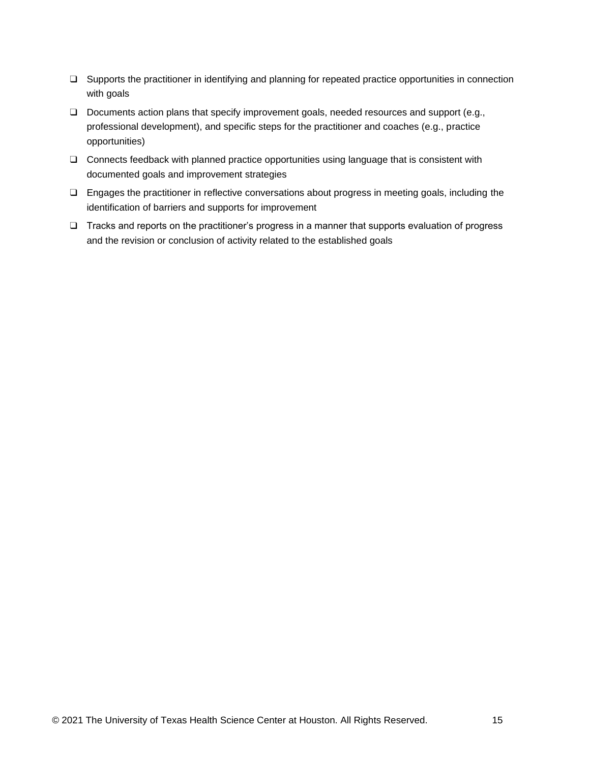- [ ] Supports the practitioner in identifying and planning for repeated practice opportunities in connection with goals
- [ ] Documents action plans that specify improvement goals, needed resources and support (e.g., professional development), and specific steps for the practitioner and coaches (e.g., practice opportunities)
- [ ] Connects feedback with planned practice opportunities using language that is consistent with documented goals and improvement strategies
- [ ] Engages the practitioner in reflective conversations about progress in meeting goals, including the identification of barriers and supports for improvement
- [ ] Tracks and reports on the practitioner's progress in a manner that supports evaluation of progress and the revision or conclusion of activity related to the established goals

© 2021 The University of Texas Health Science Center at Houston. All Rights Reserved.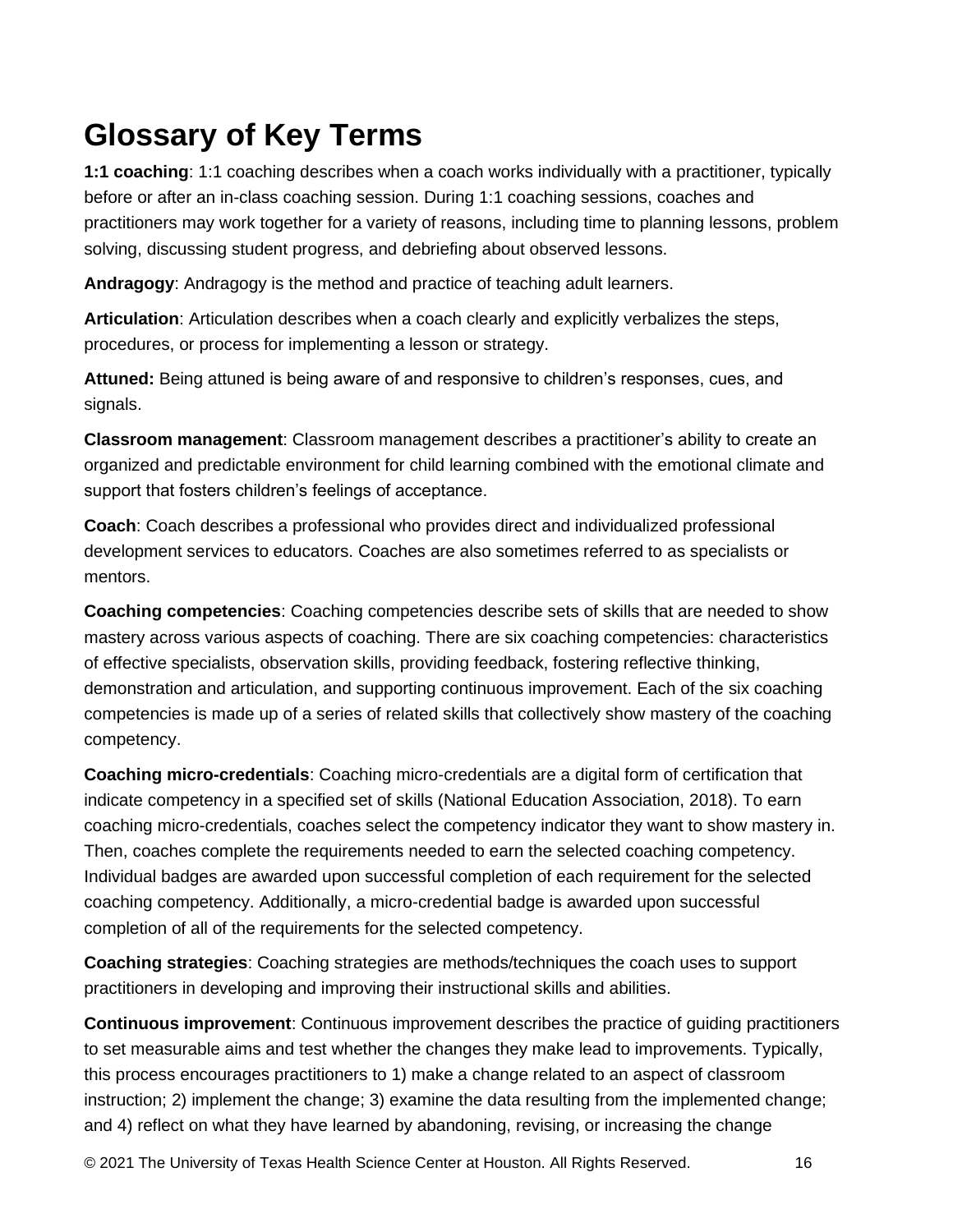# Glossary of Key Terms

**1:1 coaching**: 1:1 coaching describes when a coach works individually with a practitioner, typically before or after an in-class coaching session. During 1:1 coaching sessions, coaches and practitioners may work together for a variety of reasons, including time to planning lessons, problem solving, discussing student progress, and debriefing about observed lessons.

**Andragogy**: Andragogy is the method and practice of teaching adult learners.

**Articulation**: Articulation describes when a coach clearly and explicitly verbalizes the steps, procedures, or process for implementing a lesson or strategy.

**Attuned:** Being attuned is being aware of and responsive to children's responses, cues, and signals.

**Classroom management**: Classroom management describes a practitioner's ability to create an organized and predictable environment for child learning combined with the emotional climate and support that fosters children's feelings of acceptance.

**Coach**: Coach describes a professional who provides direct and individualized professional development services to educators. Coaches are also sometimes referred to as specialists or mentors.

**Coaching competencies**: Coaching competencies describe sets of skills that are needed to show mastery across various aspects of coaching. There are six coaching competencies: characteristics of effective specialists, observation skills, providing feedback, fostering reflective thinking, demonstration and articulation, and supporting continuous improvement. Each of the six coaching competencies is made up of a series of related skills that collectively show mastery of the coaching competency.

**Coaching micro-credentials**: Coaching micro-credentials are a digital form of certification that indicate competency in a specified set of skills (National Education Association, 2018). To earn coaching micro-credentials, coaches select the competency indicator they want to show mastery in. Then, coaches complete the requirements needed to earn the selected coaching competency. Individual badges are awarded upon successful completion of each requirement for the selected coaching competency. Additionally, a micro-credential badge is awarded upon successful completion of all of the requirements for the selected competency.

**Coaching strategies**: Coaching strategies are methods/techniques the coach uses to support practitioners in developing and improving their instructional skills and abilities.

**Continuous improvement**: Continuous improvement describes the practice of guiding practitioners to set measurable aims and test whether the changes they make lead to improvements. Typically, this process encourages practitioners to 1) make a change related to an aspect of classroom instruction; 2) implement the change; 3) examine the data resulting from the implemented change; and 4) reflect on what they have learned by abandoning, revising, or increasing the change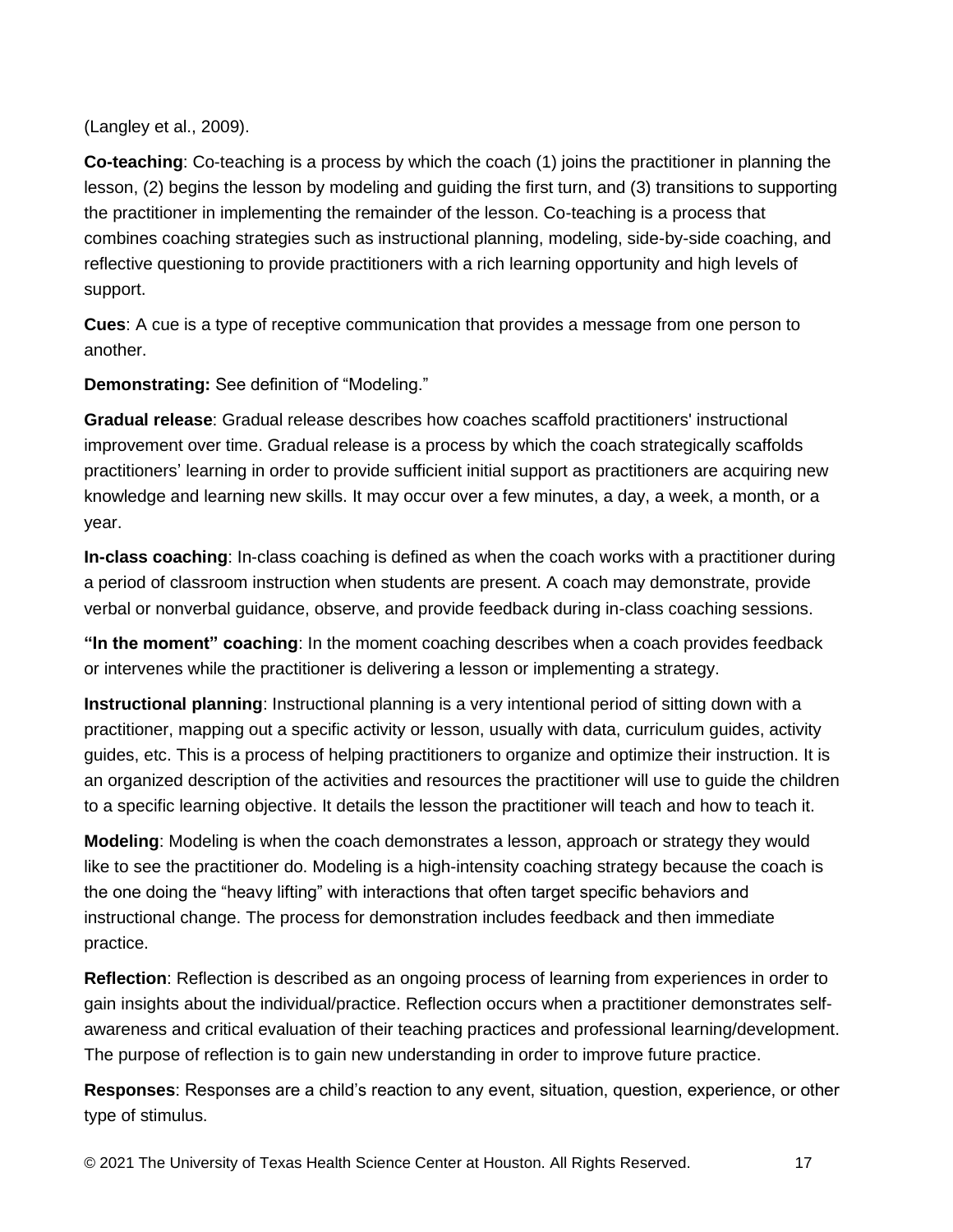(Langley et al., 2009).

**Co-teaching**: Co-teaching is a process by which the coach (1) joins the practitioner in planning the lesson, (2) begins the lesson by modeling and guiding the first turn, and (3) transitions to supporting the practitioner in implementing the remainder of the lesson. Co-teaching is a process that combines coaching strategies such as instructional planning, modeling, side-by-side coaching, and reflective questioning to provide practitioners with a rich learning opportunity and high levels of support.

**Cues**: A cue is a type of receptive communication that provides a message from one person to another.

**Demonstrating:** See definition of "Modeling."

**Gradual release**: Gradual release describes how coaches scaffold practitioners' instructional improvement over time. Gradual release is a process by which the coach strategically scaffolds practitioners' learning in order to provide sufficient initial support as practitioners are acquiring new knowledge and learning new skills. It may occur over a few minutes, a day, a week, a month, or a year.

**In-class coaching**: In-class coaching is defined as when the coach works with a practitioner during a period of classroom instruction when students are present. A coach may demonstrate, provide verbal or nonverbal guidance, observe, and provide feedback during in-class coaching sessions.

**"In the moment" coaching**: In the moment coaching describes when a coach provides feedback or intervenes while the practitioner is delivering a lesson or implementing a strategy.

**Instructional planning**: Instructional planning is a very intentional period of sitting down with a practitioner, mapping out a specific activity or lesson, usually with data, curriculum guides, activity guides, etc. This is a process of helping practitioners to organize and optimize their instruction. It is an organized description of the activities and resources the practitioner will use to guide the children to a specific learning objective. It details the lesson the practitioner will teach and how to teach it.

**Modeling**: Modeling is when the coach demonstrates a lesson, approach or strategy they would like to see the practitioner do. Modeling is a high-intensity coaching strategy because the coach is the one doing the "heavy lifting" with interactions that often target specific behaviors and instructional change. The process for demonstration includes feedback and then immediate practice.

**Reflection**: Reflection is described as an ongoing process of learning from experiences in order to gain insights about the individual/practice. Reflection occurs when a practitioner demonstrates self-awareness and critical evaluation of their teaching practices and professional learning/development. The purpose of reflection is to gain new understanding in order to improve future practice.

**Responses**: Responses are a child's reaction to any event, situation, question, experience, or other type of stimulus.

© 2021 The University of Texas Health Science Center at Houston. All Rights Reserved.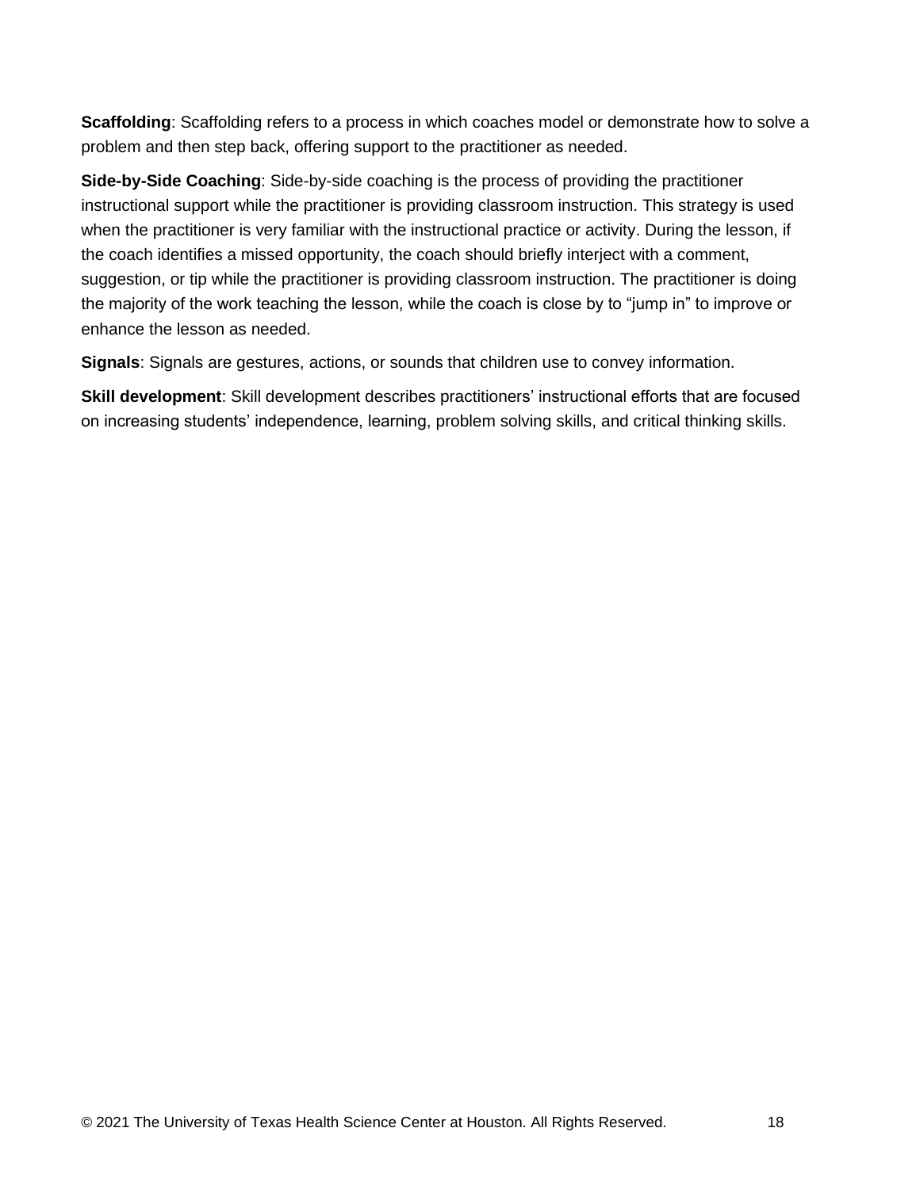**Scaffolding**: Scaffolding refers to a process in which coaches model or demonstrate how to solve a problem and then step back, offering support to the practitioner as needed.

**Side-by-Side Coaching**: Side-by-side coaching is the process of providing the practitioner instructional support while the practitioner is providing classroom instruction. This strategy is used when the practitioner is very familiar with the instructional practice or activity. During the lesson, if the coach identifies a missed opportunity, the coach should briefly interject with a comment, suggestion, or tip while the practitioner is providing classroom instruction. The practitioner is doing the majority of the work teaching the lesson, while the coach is close by to "jump in" to improve or enhance the lesson as needed.

**Signals**: Signals are gestures, actions, or sounds that children use to convey information.

**Skill development**: Skill development describes practitioners' instructional efforts that are focused on increasing students' independence, learning, problem solving skills, and critical thinking skills.